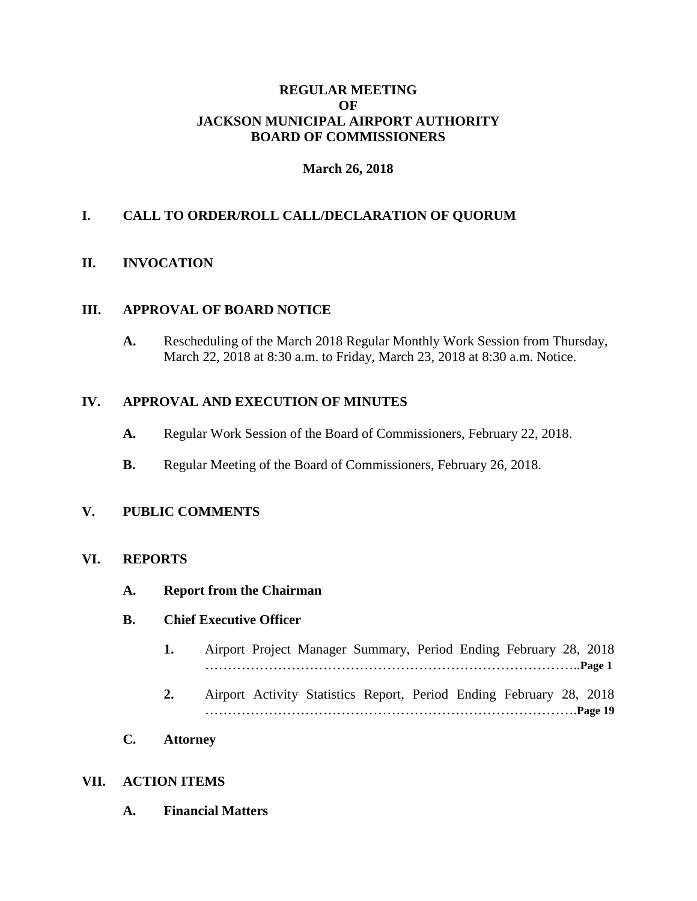# REGULAR MEETING
# OF
# JACKSON MUNICIPAL AIRPORT AUTHORITY
# BOARD OF COMMISSIONERS

**March 26, 2018**

## I. CALL TO ORDER/ROLL CALL/DECLARATION OF QUORUM

## II. INVOCATION

## III. APPROVAL OF BOARD NOTICE

**A.** Rescheduling of the March 2018 Regular Monthly Work Session from Thursday, March 22, 2018 at 8:30 a.m. to Friday, March 23, 2018 at 8:30 a.m. Notice.

## IV. APPROVAL AND EXECUTION OF MINUTES

**A.** Regular Work Session of the Board of Commissioners, February 22, 2018.

**B.** Regular Meeting of the Board of Commissioners, February 26, 2018.

## V. PUBLIC COMMENTS

## VI. REPORTS

**A. Report from the Chairman**

**B. Chief Executive Officer**

**1.** Airport Project Manager Summary, Period Ending February 28, 2018 ……………………………………………………………………….**Page 1**

**2.** Airport Activity Statistics Report, Period Ending February 28, 2018 ……………………………………………………………………….**Page 19**

**C. Attorney**

## VII. ACTION ITEMS

**A. Financial Matters**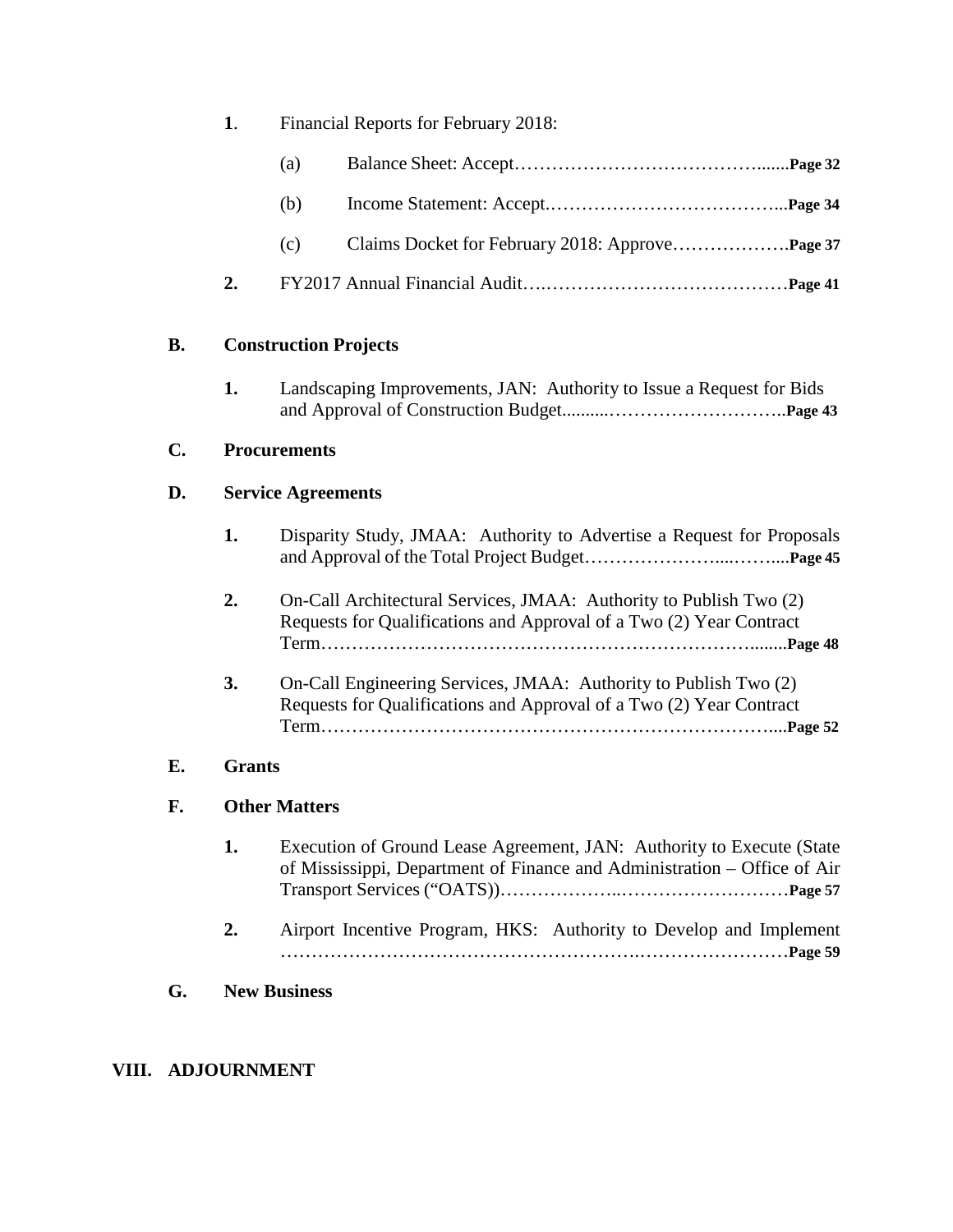1. Financial Reports for February 2018:

   (a) Balance Sheet: Accept……………………………………......**Page 32**

   (b) Income Statement: Accept.………………………………...**Page 34**

   (c) Claims Docket for February 2018: Approve……………….**Page 37**

2. FY2017 Annual Financial Audit….…………………………………**Page 41**

**B. Construction Projects**

1. Landscaping Improvements, JAN: Authority to Issue a Request for Bids and Approval of Construction Budget..........……………………….**Page 43**

**C. Procurements**

**D. Service Agreements**

1. Disparity Study, JMAA: Authority to Advertise a Request for Proposals and Approval of the Total Project Budget…………………....……....**Page 45**

2. On-Call Architectural Services, JMAA: Authority to Publish Two (2) Requests for Qualifications and Approval of a Two (2) Year Contract Term…………………………………………………………........**Page 48**

3. On-Call Engineering Services, JMAA: Authority to Publish Two (2) Requests for Qualifications and Approval of a Two (2) Year Contract Term……………………………………………………………....**Page 52**

**E. Grants**

**F. Other Matters**

1. Execution of Ground Lease Agreement, JAN: Authority to Execute (State of Mississippi, Department of Finance and Administration – Office of Air Transport Services ("OATS"))………………..………………………**Page 57**

2. Airport Incentive Program, HKS: Authority to Develop and Implement ……………………………………………….……………………**Page 59**

**G. New Business**

**VIII. ADJOURNMENT**